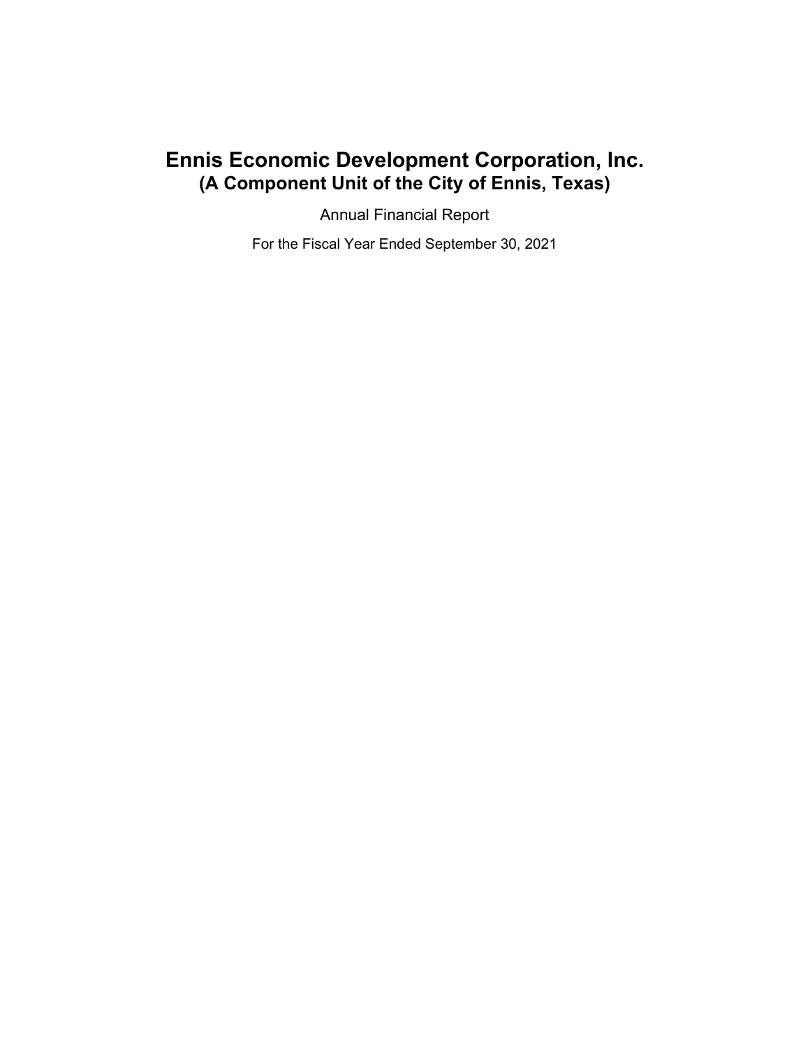# Ennis Economic Development Corporation, Inc.
## (A Component Unit of the City of Ennis, Texas)

Annual Financial Report

For the Fiscal Year Ended September 30, 2021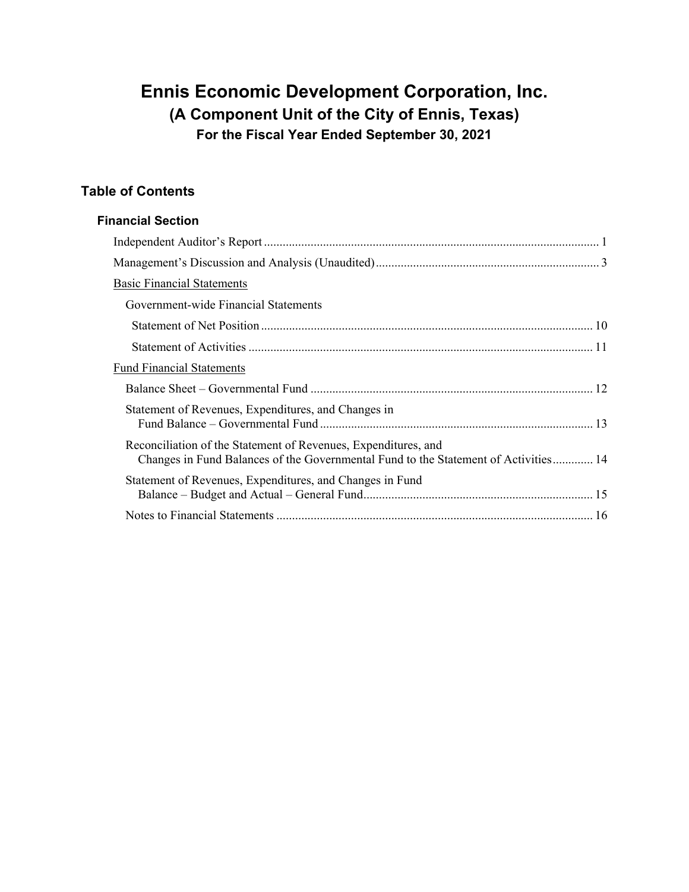# Ennis Economic Development Corporation, Inc.

## (A Component Unit of the City of Ennis, Texas)

### For the Fiscal Year Ended September 30, 2021

## Table of Contents

### Financial Section

Independent Auditor's Report .......... 1

Management's Discussion and Analysis (Unaudited) .......... 3

Basic Financial Statements

- Government-wide Financial Statements
  - Statement of Net Position .......... 10
  - Statement of Activities .......... 11

Fund Financial Statements

- Balance Sheet – Governmental Fund .......... 12
- Statement of Revenues, Expenditures, and Changes in Fund Balance – Governmental Fund .......... 13
- Reconciliation of the Statement of Revenues, Expenditures, and Changes in Fund Balances of the Governmental Fund to the Statement of Activities .......... 14
- Statement of Revenues, Expenditures, and Changes in Fund Balance – Budget and Actual – General Fund .......... 15
- Notes to Financial Statements .......... 16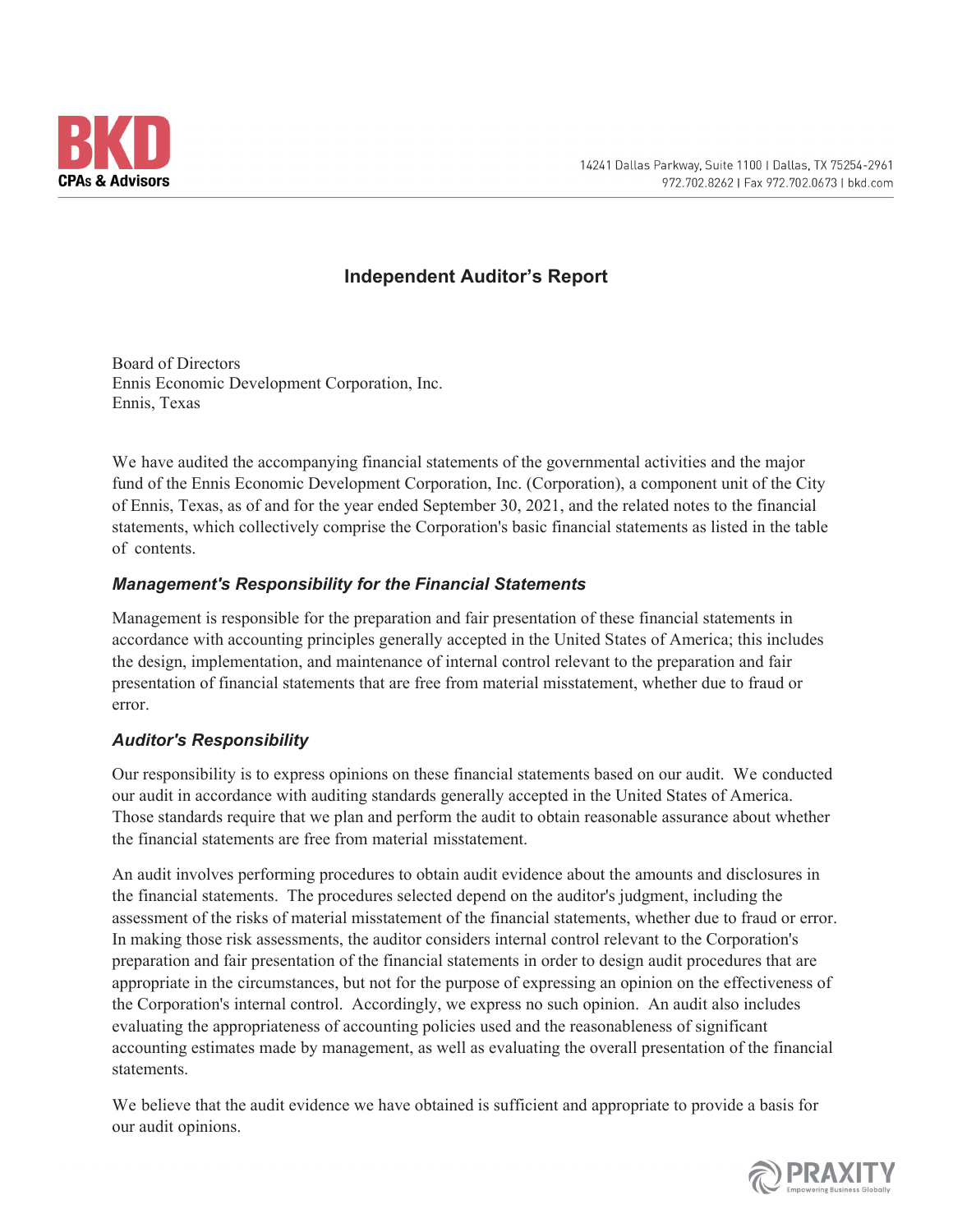BKD CPAs & Advisors

14241 Dallas Parkway, Suite 1100 | Dallas, TX 75254-2961
972.702.8262 | Fax 972.702.0673 | bkd.com

# Independent Auditor's Report

Board of Directors
Ennis Economic Development Corporation, Inc.
Ennis, Texas

We have audited the accompanying financial statements of the governmental activities and the major fund of the Ennis Economic Development Corporation, Inc. (Corporation), a component unit of the City of Ennis, Texas, as of and for the year ended September 30, 2021, and the related notes to the financial statements, which collectively comprise the Corporation's basic financial statements as listed in the table of contents.

### *Management's Responsibility for the Financial Statements*

Management is responsible for the preparation and fair presentation of these financial statements in accordance with accounting principles generally accepted in the United States of America; this includes the design, implementation, and maintenance of internal control relevant to the preparation and fair presentation of financial statements that are free from material misstatement, whether due to fraud or error.

### *Auditor's Responsibility*

Our responsibility is to express opinions on these financial statements based on our audit. We conducted our audit in accordance with auditing standards generally accepted in the United States of America. Those standards require that we plan and perform the audit to obtain reasonable assurance about whether the financial statements are free from material misstatement.

An audit involves performing procedures to obtain audit evidence about the amounts and disclosures in the financial statements. The procedures selected depend on the auditor's judgment, including the assessment of the risks of material misstatement of the financial statements, whether due to fraud or error. In making those risk assessments, the auditor considers internal control relevant to the Corporation's preparation and fair presentation of the financial statements in order to design audit procedures that are appropriate in the circumstances, but not for the purpose of expressing an opinion on the effectiveness of the Corporation's internal control. Accordingly, we express no such opinion. An audit also includes evaluating the appropriateness of accounting policies used and the reasonableness of significant accounting estimates made by management, as well as evaluating the overall presentation of the financial statements.

We believe that the audit evidence we have obtained is sufficient and appropriate to provide a basis for our audit opinions.

PRAXITY Empowering Business Globally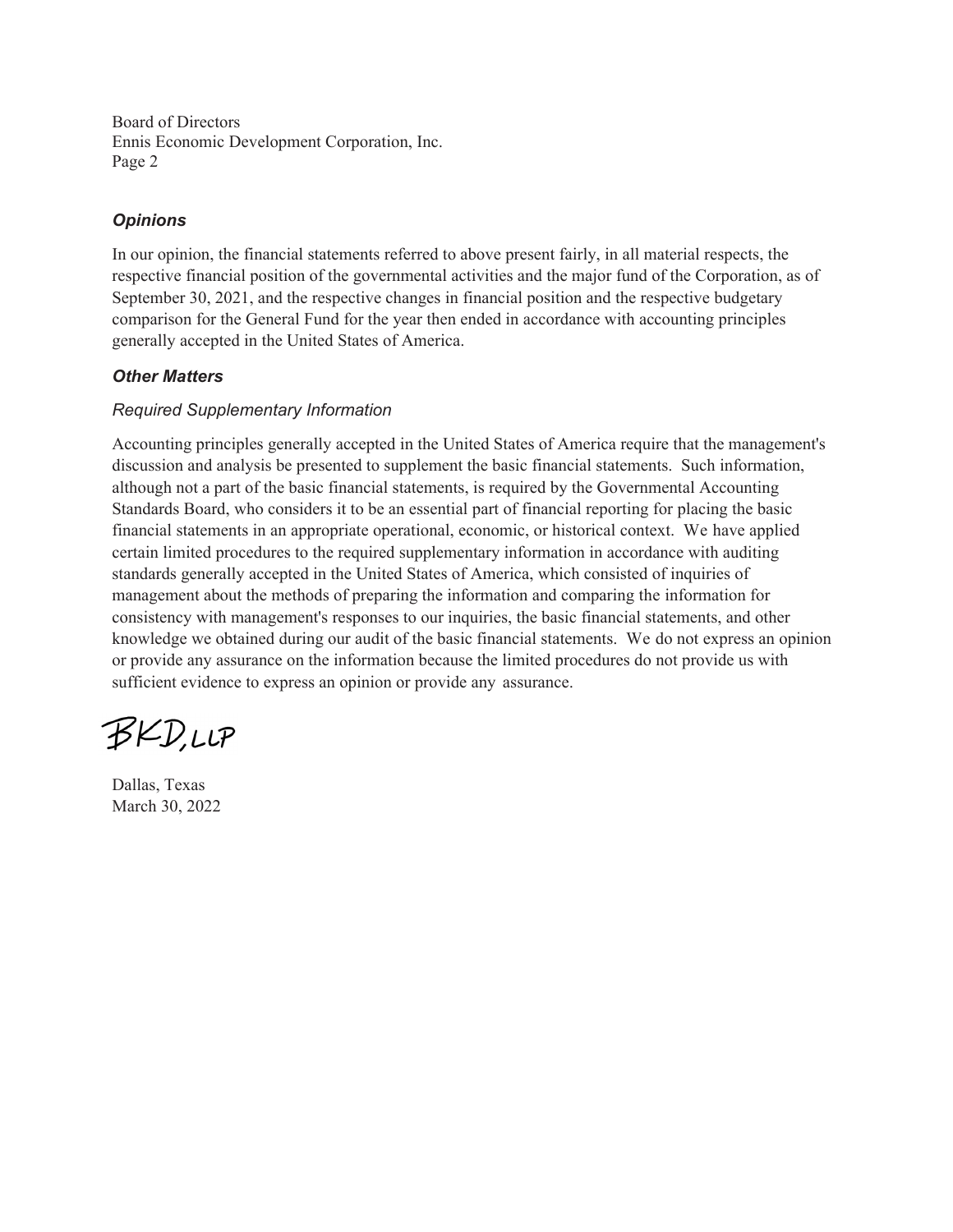Board of Directors
Ennis Economic Development Corporation, Inc.
Page 2

### *Opinions*

In our opinion, the financial statements referred to above present fairly, in all material respects, the respective financial position of the governmental activities and the major fund of the Corporation, as of September 30, 2021, and the respective changes in financial position and the respective budgetary comparison for the General Fund for the year then ended in accordance with accounting principles generally accepted in the United States of America.

### *Other Matters*

#### *Required Supplementary Information*

Accounting principles generally accepted in the United States of America require that the management's discussion and analysis be presented to supplement the basic financial statements. Such information, although not a part of the basic financial statements, is required by the Governmental Accounting Standards Board, who considers it to be an essential part of financial reporting for placing the basic financial statements in an appropriate operational, economic, or historical context. We have applied certain limited procedures to the required supplementary information in accordance with auditing standards generally accepted in the United States of America, which consisted of inquiries of management about the methods of preparing the information and comparing the information for consistency with management's responses to our inquiries, the basic financial statements, and other knowledge we obtained during our audit of the basic financial statements. We do not express an opinion or provide any assurance on the information because the limited procedures do not provide us with sufficient evidence to express an opinion or provide any assurance.

BKD, LLP

Dallas, Texas
March 30, 2022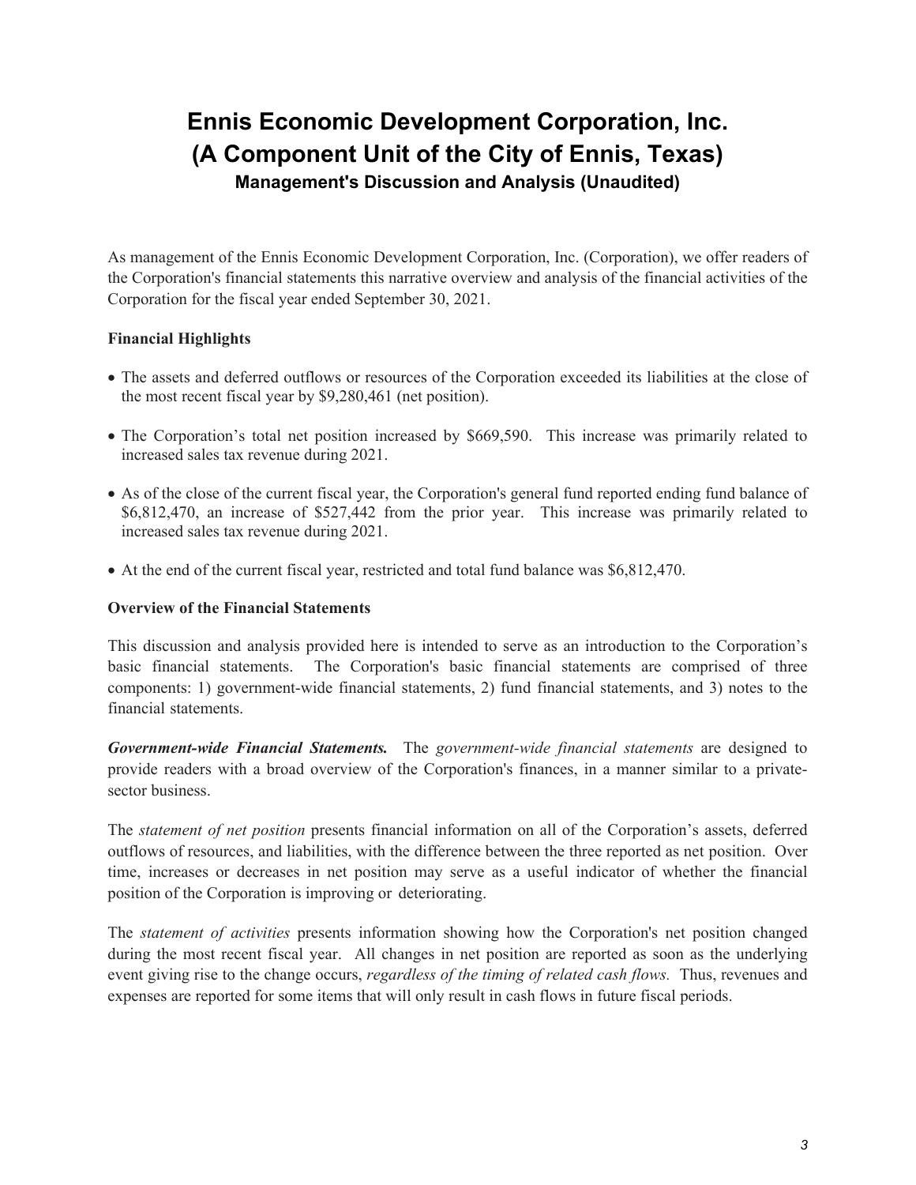# Ennis Economic Development Corporation, Inc.
# (A Component Unit of the City of Ennis, Texas)
## Management's Discussion and Analysis (Unaudited)

As management of the Ennis Economic Development Corporation, Inc. (Corporation), we offer readers of the Corporation's financial statements this narrative overview and analysis of the financial activities of the Corporation for the fiscal year ended September 30, 2021.

**Financial Highlights**

- The assets and deferred outflows or resources of the Corporation exceeded its liabilities at the close of the most recent fiscal year by $9,280,461 (net position).
- The Corporation's total net position increased by $669,590. This increase was primarily related to increased sales tax revenue during 2021.
- As of the close of the current fiscal year, the Corporation's general fund reported ending fund balance of $6,812,470, an increase of $527,442 from the prior year. This increase was primarily related to increased sales tax revenue during 2021.
- At the end of the current fiscal year, restricted and total fund balance was $6,812,470.

**Overview of the Financial Statements**

This discussion and analysis provided here is intended to serve as an introduction to the Corporation's basic financial statements. The Corporation's basic financial statements are comprised of three components: 1) government-wide financial statements, 2) fund financial statements, and 3) notes to the financial statements.

***Government-wide Financial Statements.*** The *government-wide financial statements* are designed to provide readers with a broad overview of the Corporation's finances, in a manner similar to a private-sector business.

The *statement of net position* presents financial information on all of the Corporation's assets, deferred outflows of resources, and liabilities, with the difference between the three reported as net position. Over time, increases or decreases in net position may serve as a useful indicator of whether the financial position of the Corporation is improving or deteriorating.

The *statement of activities* presents information showing how the Corporation's net position changed during the most recent fiscal year. All changes in net position are reported as soon as the underlying event giving rise to the change occurs, *regardless of the timing of related cash flows.* Thus, revenues and expenses are reported for some items that will only result in cash flows in future fiscal periods.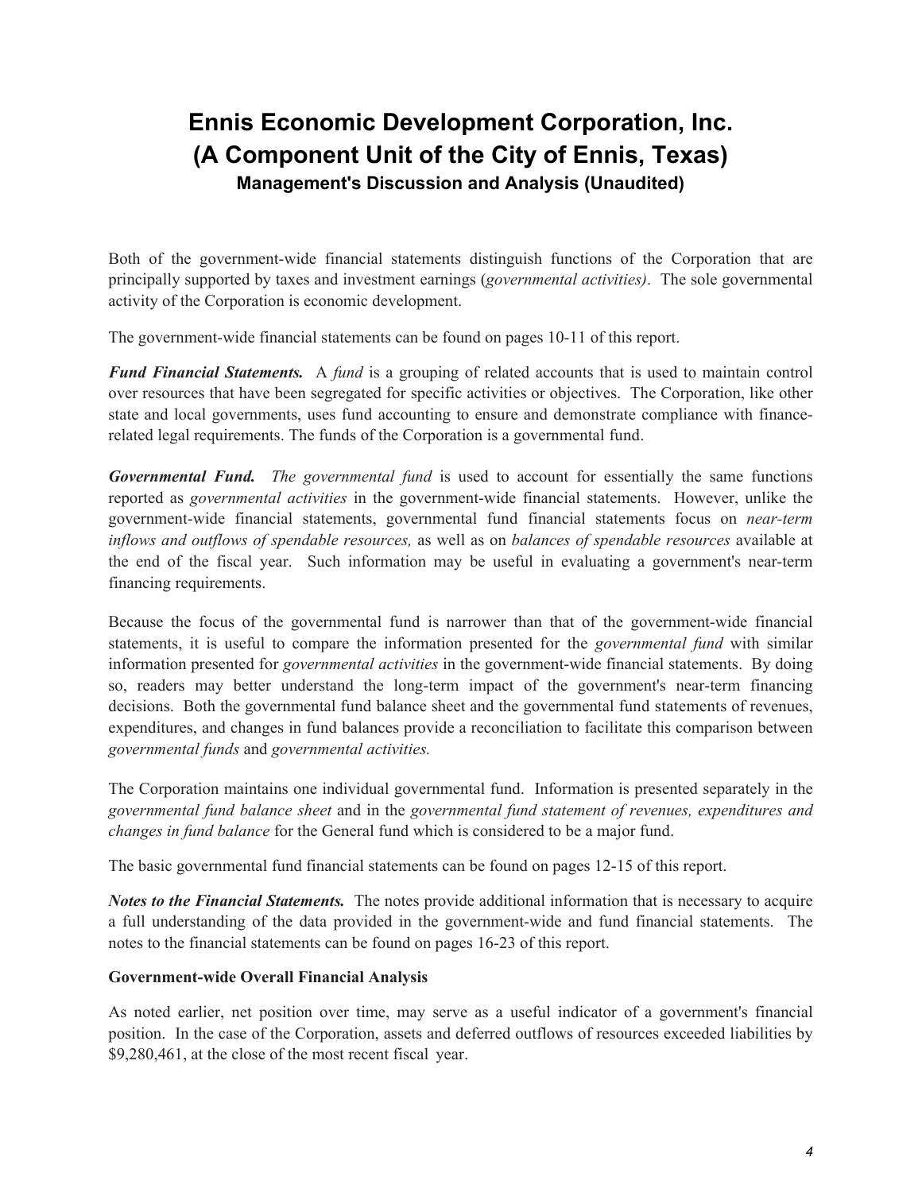# Ennis Economic Development Corporation, Inc.
# (A Component Unit of the City of Ennis, Texas)
### Management's Discussion and Analysis (Unaudited)

Both of the government-wide financial statements distinguish functions of the Corporation that are principally supported by taxes and investment earnings (*governmental activities)*. The sole governmental activity of the Corporation is economic development.

The government-wide financial statements can be found on pages 10-11 of this report.

***Fund Financial Statements.*** A *fund* is a grouping of related accounts that is used to maintain control over resources that have been segregated for specific activities or objectives. The Corporation, like other state and local governments, uses fund accounting to ensure and demonstrate compliance with finance-related legal requirements. The funds of the Corporation is a governmental fund.

***Governmental Fund.*** *The governmental fund* is used to account for essentially the same functions reported as *governmental activities* in the government-wide financial statements. However, unlike the government-wide financial statements, governmental fund financial statements focus on *near-term inflows and outflows of spendable resources,* as well as on *balances of spendable resources* available at the end of the fiscal year. Such information may be useful in evaluating a government's near-term financing requirements.

Because the focus of the governmental fund is narrower than that of the government-wide financial statements, it is useful to compare the information presented for the *governmental fund* with similar information presented for *governmental activities* in the government-wide financial statements. By doing so, readers may better understand the long-term impact of the government's near-term financing decisions. Both the governmental fund balance sheet and the governmental fund statements of revenues, expenditures, and changes in fund balances provide a reconciliation to facilitate this comparison between *governmental funds* and *governmental activities.*

The Corporation maintains one individual governmental fund. Information is presented separately in the *governmental fund balance sheet* and in the *governmental fund statement of revenues, expenditures and changes in fund balance* for the General fund which is considered to be a major fund.

The basic governmental fund financial statements can be found on pages 12-15 of this report.

***Notes to the Financial Statements.*** The notes provide additional information that is necessary to acquire a full understanding of the data provided in the government-wide and fund financial statements. The notes to the financial statements can be found on pages 16-23 of this report.

**Government-wide Overall Financial Analysis**

As noted earlier, net position over time, may serve as a useful indicator of a government's financial position. In the case of the Corporation, assets and deferred outflows of resources exceeded liabilities by $9,280,461, at the close of the most recent fiscal year.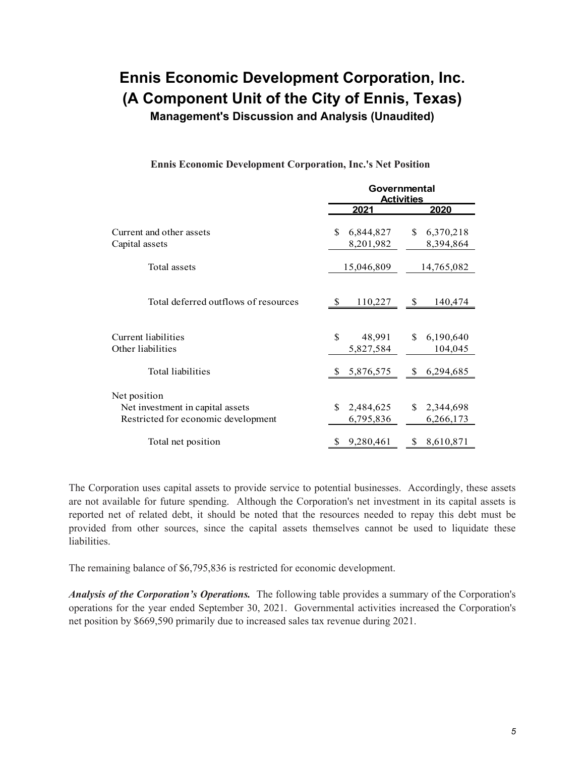# Ennis Economic Development Corporation, Inc.
# (A Component Unit of the City of Ennis, Texas)
## Management's Discussion and Analysis (Unaudited)

**Ennis Economic Development Corporation, Inc.'s Net Position**

| | Governmental Activities | |
|---|---|---|
| | **2021** | **2020** |
| Current and other assets | $ 6,844,827 | $ 6,370,218 |
| Capital assets | 8,201,982 | 8,394,864 |
| Total assets | 15,046,809 | 14,765,082 |
| Total deferred outflows of resources | $ 110,227 | $ 140,474 |
| Current liabilities | $ 48,991 | $ 6,190,640 |
| Other liabilities | 5,827,584 | 104,045 |
| Total liabilities | $ 5,876,575 | $ 6,294,685 |
| Net position | | |
| Net investment in capital assets | $ 2,484,625 | $ 2,344,698 |
| Restricted for economic development | 6,795,836 | 6,266,173 |
| Total net position | $ 9,280,461 | $ 8,610,871 |

The Corporation uses capital assets to provide service to potential businesses. Accordingly, these assets are not available for future spending. Although the Corporation's net investment in its capital assets is reported net of related debt, it should be noted that the resources needed to repay this debt must be provided from other sources, since the capital assets themselves cannot be used to liquidate these liabilities.

The remaining balance of $6,795,836 is restricted for economic development.

***Analysis of the Corporation's Operations.*** The following table provides a summary of the Corporation's operations for the year ended September 30, 2021. Governmental activities increased the Corporation's net position by $669,590 primarily due to increased sales tax revenue during 2021.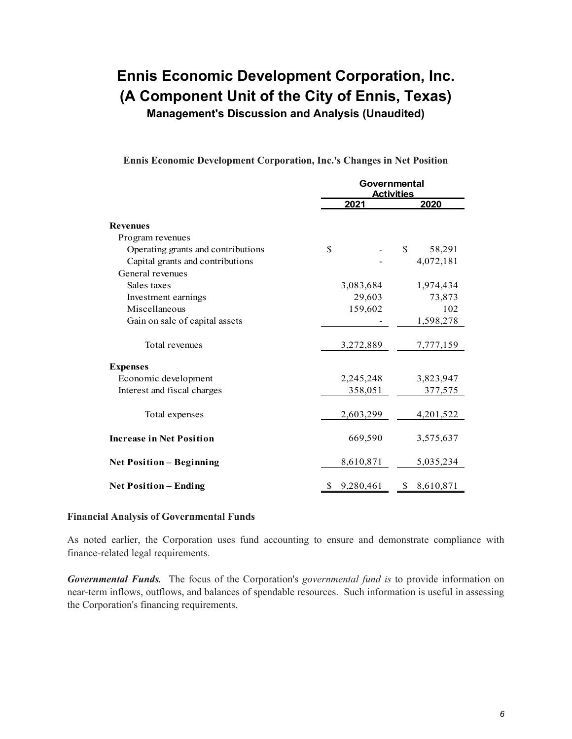# Ennis Economic Development Corporation, Inc.
# (A Component Unit of the City of Ennis, Texas)
## Management's Discussion and Analysis (Unaudited)

**Ennis Economic Development Corporation, Inc.'s Changes in Net Position**

| | Governmental Activities | |
|---|---|---|
| | **2021** | **2020** |
| **Revenues** | | |
| Program revenues | | |
| Operating grants and contributions | $ - | $ 58,291 |
| Capital grants and contributions | - | 4,072,181 |
| General revenues | | |
| Sales taxes | 3,083,684 | 1,974,434 |
| Investment earnings | 29,603 | 73,873 |
| Miscellaneous | 159,602 | 102 |
| Gain on sale of capital assets | - | 1,598,278 |
| Total revenues | 3,272,889 | 7,777,159 |
| **Expenses** | | |
| Economic development | 2,245,248 | 3,823,947 |
| Interest and fiscal charges | 358,051 | 377,575 |
| Total expenses | 2,603,299 | 4,201,522 |
| **Increase in Net Position** | 669,590 | 3,575,637 |
| **Net Position – Beginning** | 8,610,871 | 5,035,234 |
| **Net Position – Ending** | $ 9,280,461 | $ 8,610,871 |

### Financial Analysis of Governmental Funds

As noted earlier, the Corporation uses fund accounting to ensure and demonstrate compliance with finance-related legal requirements.

***Governmental Funds.*** The focus of the Corporation's *governmental fund is* to provide information on near-term inflows, outflows, and balances of spendable resources. Such information is useful in assessing the Corporation's financing requirements.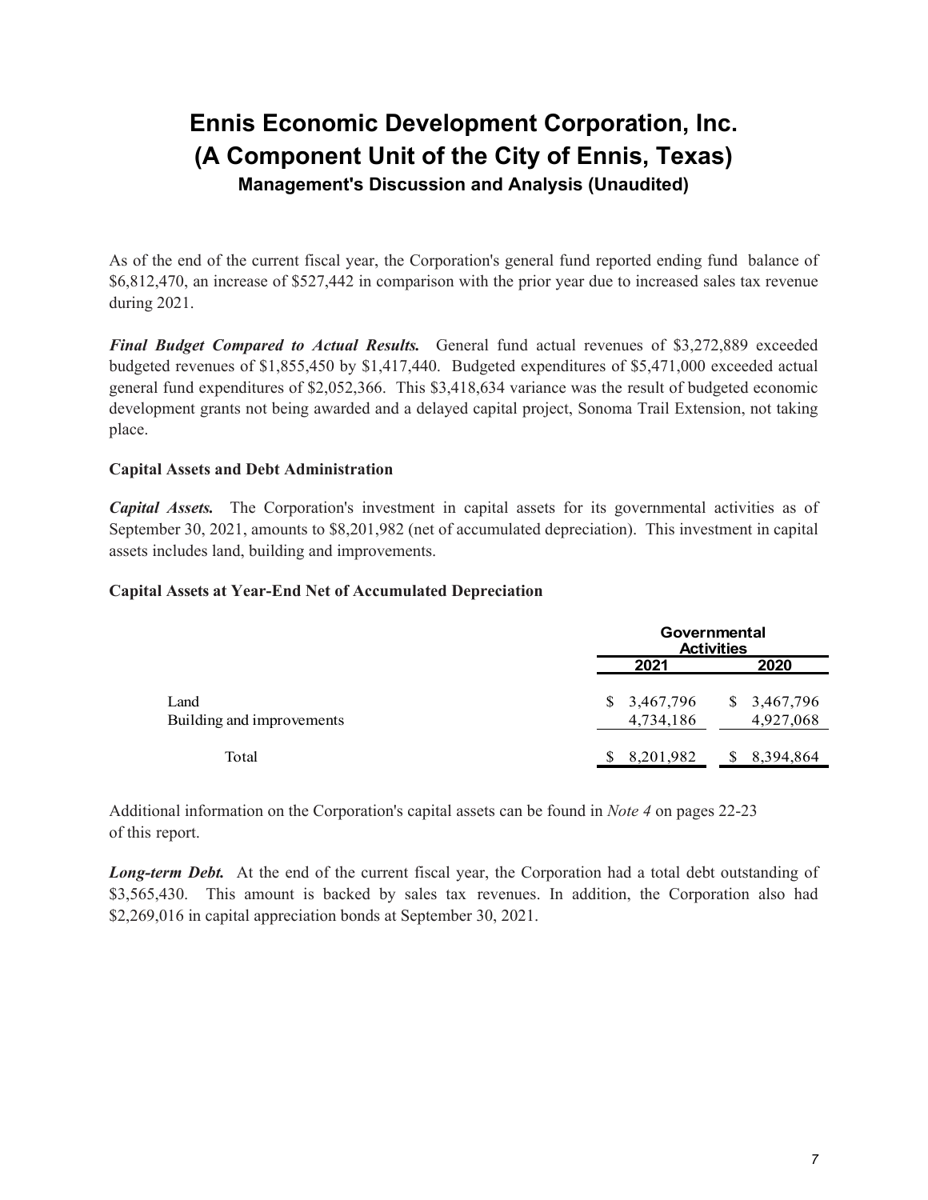# Ennis Economic Development Corporation, Inc.
# (A Component Unit of the City of Ennis, Texas)
## Management's Discussion and Analysis (Unaudited)

As of the end of the current fiscal year, the Corporation's general fund reported ending fund balance of $6,812,470, an increase of $527,442 in comparison with the prior year due to increased sales tax revenue during 2021.

***Final Budget Compared to Actual Results.*** General fund actual revenues of $3,272,889 exceeded budgeted revenues of $1,855,450 by $1,417,440. Budgeted expenditures of $5,471,000 exceeded actual general fund expenditures of $2,052,366. This $3,418,634 variance was the result of budgeted economic development grants not being awarded and a delayed capital project, Sonoma Trail Extension, not taking place.

**Capital Assets and Debt Administration**

***Capital Assets.*** The Corporation's investment in capital assets for its governmental activities as of September 30, 2021, amounts to $8,201,982 (net of accumulated depreciation). This investment in capital assets includes land, building and improvements.

**Capital Assets at Year-End Net of Accumulated Depreciation**

| | Governmental Activities | |
|---|---|---|
| | **2021** | **2020** |
| Land | $ 3,467,796 | $ 3,467,796 |
| Building and improvements | 4,734,186 | 4,927,068 |
| Total | $ 8,201,982 | $ 8,394,864 |

Additional information on the Corporation's capital assets can be found in *Note 4* on pages 22-23 of this report.

***Long-term Debt.*** At the end of the current fiscal year, the Corporation had a total debt outstanding of $3,565,430. This amount is backed by sales tax revenues. In addition, the Corporation also had $2,269,016 in capital appreciation bonds at September 30, 2021.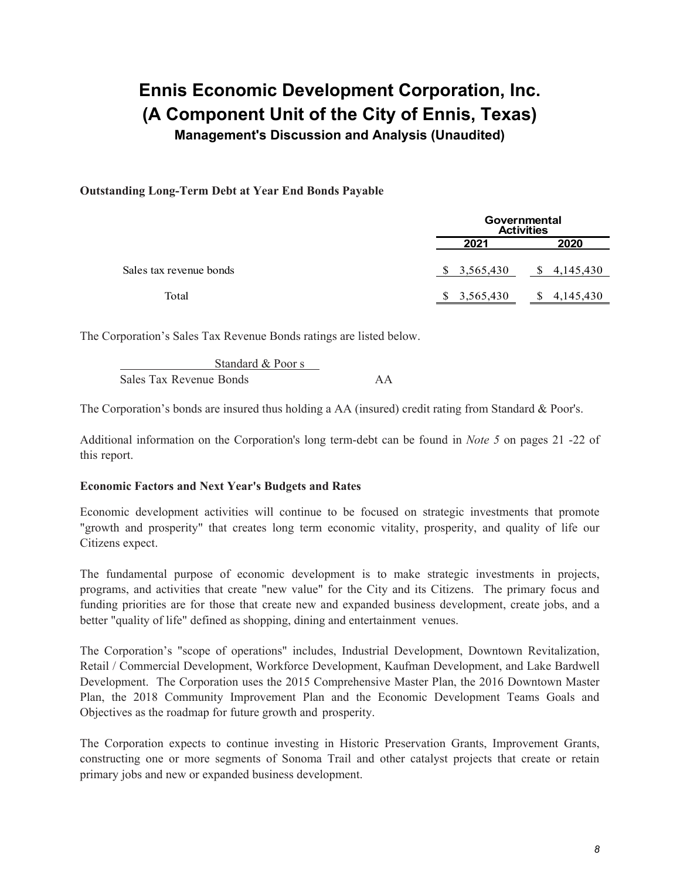# Ennis Economic Development Corporation, Inc.
# (A Component Unit of the City of Ennis, Texas)
## Management's Discussion and Analysis (Unaudited)

**Outstanding Long-Term Debt at Year End Bonds Payable**

| | Governmental Activities | |
|---|---|---|
| | 2021 | 2020 |
| Sales tax revenue bonds | $ 3,565,430 | $ 4,145,430 |
| Total | $ 3,565,430 | $ 4,145,430 |

The Corporation's Sales Tax Revenue Bonds ratings are listed below.

| | Standard & Poor s |
|---|---|
| Sales Tax Revenue Bonds | AA |

The Corporation's bonds are insured thus holding a AA (insured) credit rating from Standard & Poor's.

Additional information on the Corporation's long term-debt can be found in *Note 5* on pages 21 -22 of this report.

**Economic Factors and Next Year's Budgets and Rates**

Economic development activities will continue to be focused on strategic investments that promote "growth and prosperity" that creates long term economic vitality, prosperity, and quality of life our Citizens expect.

The fundamental purpose of economic development is to make strategic investments in projects, programs, and activities that create "new value" for the City and its Citizens. The primary focus and funding priorities are for those that create new and expanded business development, create jobs, and a better "quality of life" defined as shopping, dining and entertainment venues.

The Corporation's "scope of operations" includes, Industrial Development, Downtown Revitalization, Retail / Commercial Development, Workforce Development, Kaufman Development, and Lake Bardwell Development. The Corporation uses the 2015 Comprehensive Master Plan, the 2016 Downtown Master Plan, the 2018 Community Improvement Plan and the Economic Development Teams Goals and Objectives as the roadmap for future growth and prosperity.

The Corporation expects to continue investing in Historic Preservation Grants, Improvement Grants, constructing one or more segments of Sonoma Trail and other catalyst projects that create or retain primary jobs and new or expanded business development.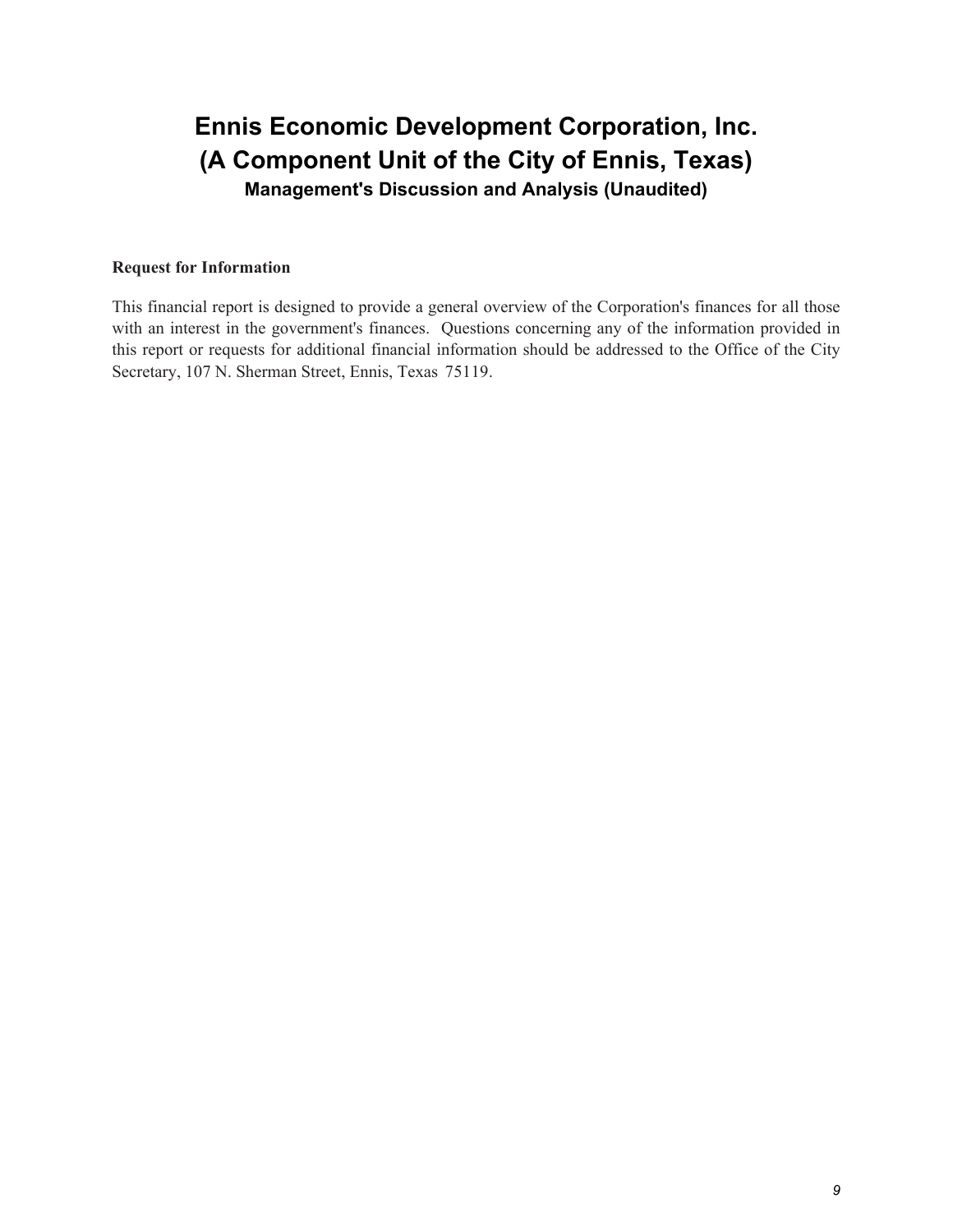# Ennis Economic Development Corporation, Inc.
# (A Component Unit of the City of Ennis, Texas)
### Management's Discussion and Analysis (Unaudited)

**Request for Information**

This financial report is designed to provide a general overview of the Corporation's finances for all those with an interest in the government's finances. Questions concerning any of the information provided in this report or requests for additional financial information should be addressed to the Office of the City Secretary, 107 N. Sherman Street, Ennis, Texas 75119.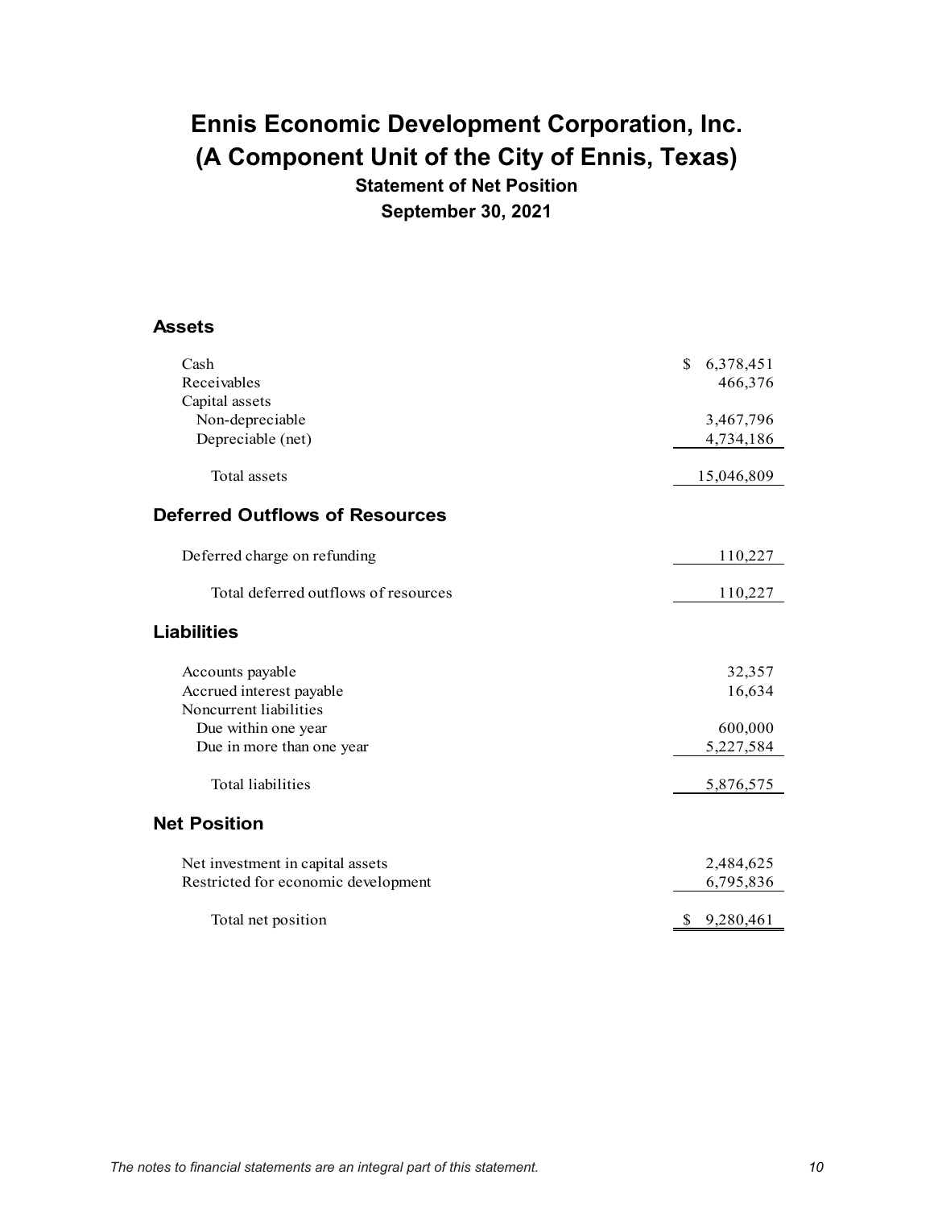# Ennis Economic Development Corporation, Inc.
# (A Component Unit of the City of Ennis, Texas)
## Statement of Net Position
## September 30, 2021

| | |
|---|---|
| **Assets** | |
| Cash | $ 6,378,451 |
| Receivables | 466,376 |
| Capital assets | |
| Non-depreciable | 3,467,796 |
| Depreciable (net) | 4,734,186 |
| Total assets | 15,046,809 |
| **Deferred Outflows of Resources** | |
| Deferred charge on refunding | 110,227 |
| Total deferred outflows of resources | 110,227 |
| **Liabilities** | |
| Accounts payable | 32,357 |
| Accrued interest payable | 16,634 |
| Noncurrent liabilities | |
| Due within one year | 600,000 |
| Due in more than one year | 5,227,584 |
| Total liabilities | 5,876,575 |
| **Net Position** | |
| Net investment in capital assets | 2,484,625 |
| Restricted for economic development | 6,795,836 |
| Total net position | $ 9,280,461 |

*The notes to financial statements are an integral part of this statement.*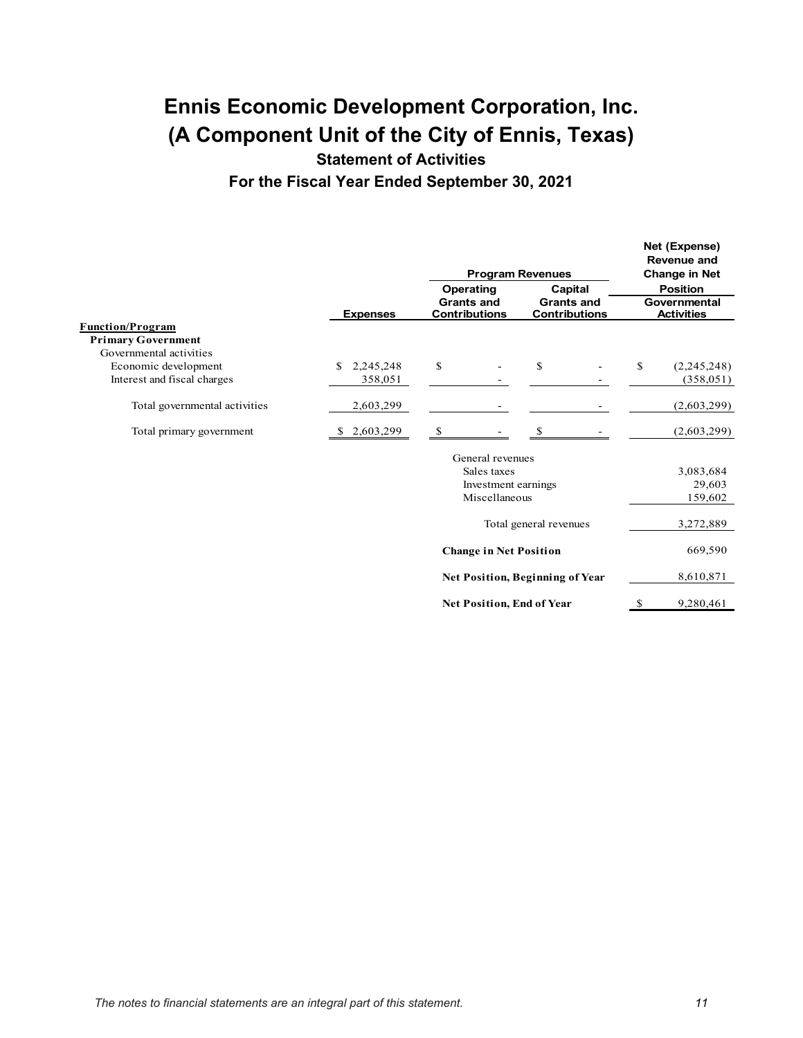# Ennis Economic Development Corporation, Inc.
# (A Component Unit of the City of Ennis, Texas)

### Statement of Activities

### For the Fiscal Year Ended September 30, 2021

| | | Program Revenues | | Net (Expense) Revenue and Change in Net Position |
|---|---|---|---|---|
| | Expenses | Operating Grants and Contributions | Capital Grants and Contributions | Governmental Activities |
| **Function/Program** | | | | |
| **Primary Government** | | | | |
| Governmental activities | | | | |
| Economic development | $ 2,245,248 | $ - | $ - | $ (2,245,248) |
| Interest and fiscal charges | 358,051 | - | - | (358,051) |
| Total governmental activities | 2,603,299 | - | - | (2,603,299) |
| Total primary government | $ 2,603,299 | $ - | $ - | (2,603,299) |
| | | General revenues | | |
| | | Sales taxes | | 3,083,684 |
| | | Investment earnings | | 29,603 |
| | | Miscellaneous | | 159,602 |
| | | Total general revenues | | 3,272,889 |
| | | **Change in Net Position** | | 669,590 |
| | | **Net Position, Beginning of Year** | | 8,610,871 |
| | | **Net Position, End of Year** | | $ 9,280,461 |

*The notes to financial statements are an integral part of this statement.*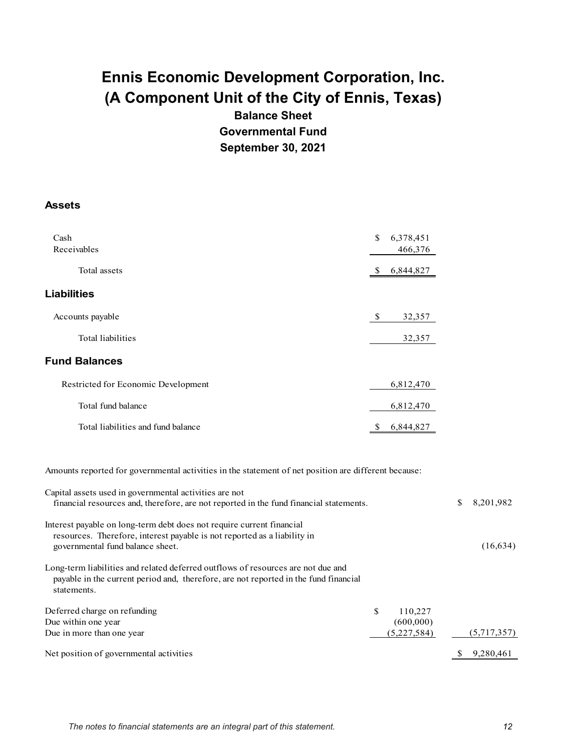# Ennis Economic Development Corporation, Inc.
# (A Component Unit of the City of Ennis, Texas)

### Balance Sheet
### Governmental Fund
### September 30, 2021

## Assets

| | |
|---|---|
| Cash | $ 6,378,451 |
| Receivables | 466,376 |
| Total assets | $ 6,844,827 |

## Liabilities

| | |
|---|---|
| Accounts payable | $ 32,357 |
| Total liabilities | 32,357 |

## Fund Balances

| | |
|---|---|
| Restricted for Economic Development | 6,812,470 |
| Total fund balance | 6,812,470 |
| Total liabilities and fund balance | $ 6,844,827 |

Amounts reported for governmental activities in the statement of net position are different because:

| | | |
|---|---|---|
| Capital assets used in governmental activities are not financial resources and, therefore, are not reported in the fund financial statements. | | $ 8,201,982 |
| Interest payable on long-term debt does not require current financial resources. Therefore, interest payable is not reported as a liability in governmental fund balance sheet. | | (16,634) |
| Long-term liabilities and related deferred outflows of resources are not due and payable in the current period and, therefore, are not reported in the fund financial statements. | | |
| Deferred charge on refunding | $ 110,227 | |
| Due within one year | (600,000) | |
| Due in more than one year | (5,227,584) | (5,717,357) |
| Net position of governmental activities | | $ 9,280,461 |

*The notes to financial statements are an integral part of this statement.*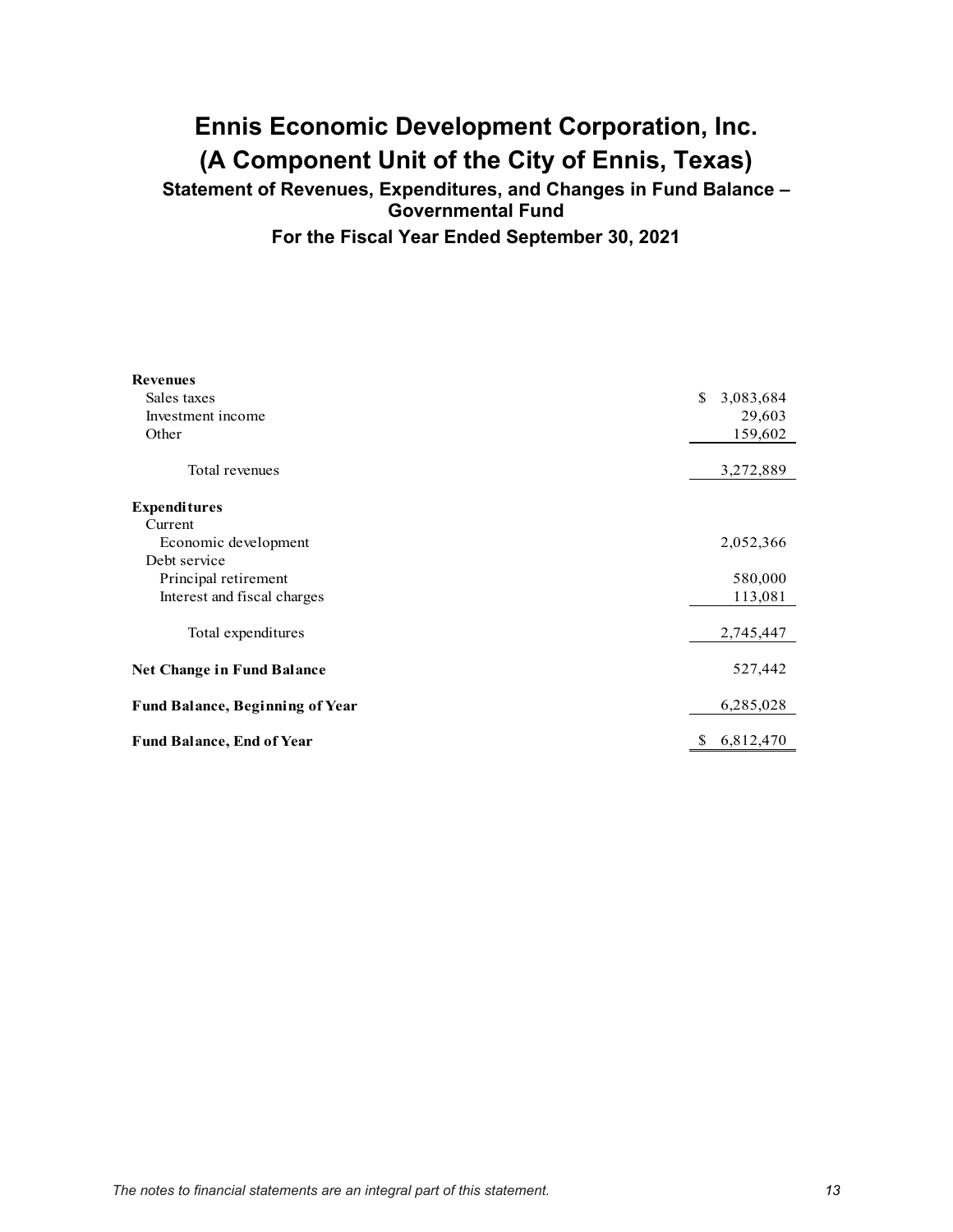# Ennis Economic Development Corporation, Inc.
# (A Component Unit of the City of Ennis, Texas)
## Statement of Revenues, Expenditures, and Changes in Fund Balance – Governmental Fund
### For the Fiscal Year Ended September 30, 2021

| | |
|---|---|
| **Revenues** | |
| Sales taxes | $ 3,083,684 |
| Investment income | 29,603 |
| Other | 159,602 |
| Total revenues | 3,272,889 |
| **Expenditures** | |
| Current | |
| Economic development | 2,052,366 |
| Debt service | |
| Principal retirement | 580,000 |
| Interest and fiscal charges | 113,081 |
| Total expenditures | 2,745,447 |
| **Net Change in Fund Balance** | 527,442 |
| **Fund Balance, Beginning of Year** | 6,285,028 |
| **Fund Balance, End of Year** | $ 6,812,470 |

*The notes to financial statements are an integral part of this statement.*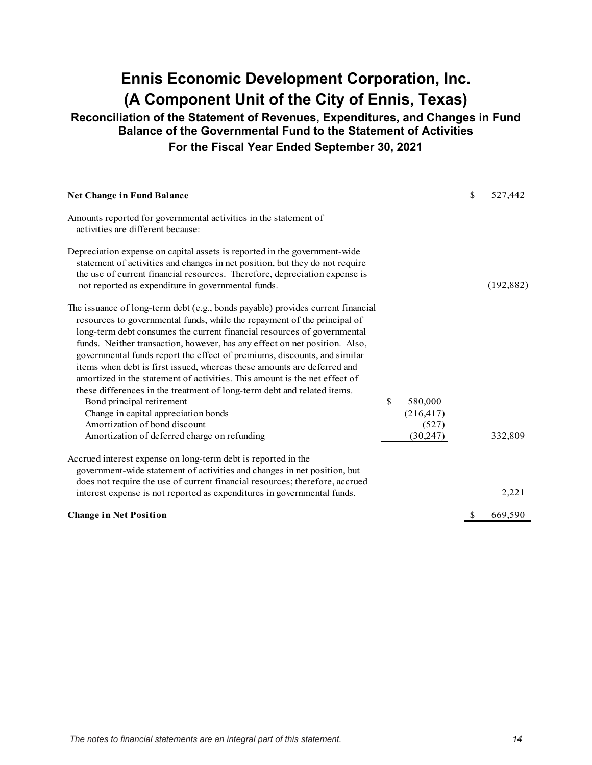# Ennis Economic Development Corporation, Inc.

# (A Component Unit of the City of Ennis, Texas)

## Reconciliation of the Statement of Revenues, Expenditures, and Changes in Fund Balance of the Governmental Fund to the Statement of Activities

### For the Fiscal Year Ended September 30, 2021

| | | |
|---|---|---|
| **Net Change in Fund Balance** | | $ 527,442 |
| Amounts reported for governmental activities in the statement of activities are different because: | | |
| Depreciation expense on capital assets is reported in the government-wide statement of activities and changes in net position, but they do not require the use of current financial resources. Therefore, depreciation expense is not reported as expenditure in governmental funds. | | (192,882) |
| The issuance of long-term debt (e.g., bonds payable) provides current financial resources to governmental funds, while the repayment of the principal of long-term debt consumes the current financial resources of governmental funds. Neither transaction, however, has any effect on net position. Also, governmental funds report the effect of premiums, discounts, and similar items when debt is first issued, whereas these amounts are deferred and amortized in the statement of activities. This amount is the net effect of these differences in the treatment of long-term debt and related items. | | |
| Bond principal retirement | $ 580,000 | |
| Change in capital appreciation bonds | (216,417) | |
| Amortization of bond discount | (527) | |
| Amortization of deferred charge on refunding | (30,247) | 332,809 |
| Accrued interest expense on long-term debt is reported in the government-wide statement of activities and changes in net position, but does not require the use of current financial resources; therefore, accrued interest expense is not reported as expenditures in governmental funds. | | 2,221 |
| **Change in Net Position** | | $ 669,590 |

*The notes to financial statements are an integral part of this statement.*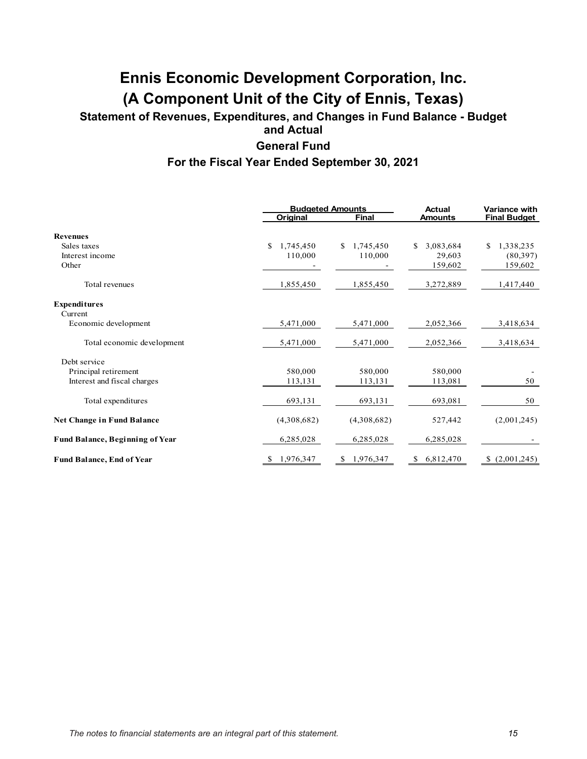# Ennis Economic Development Corporation, Inc.

# (A Component Unit of the City of Ennis, Texas)

### Statement of Revenues, Expenditures, and Changes in Fund Balance - Budget and Actual

### General Fund

### For the Fiscal Year Ended September 30, 2021

| | Budgeted Amounts | | Actual | Variance with |
|---|---|---|---|---|
| | Original | Final | Amounts | Final Budget |
| **Revenues** | | | | |
| Sales taxes | $ 1,745,450 | $ 1,745,450 | $ 3,083,684 | $ 1,338,235 |
| Interest income | 110,000 | 110,000 | 29,603 | (80,397) |
| Other | - | - | 159,602 | 159,602 |
| Total revenues | 1,855,450 | 1,855,450 | 3,272,889 | 1,417,440 |
| **Expenditures** | | | | |
| Current | | | | |
| Economic development | 5,471,000 | 5,471,000 | 2,052,366 | 3,418,634 |
| Total economic development | 5,471,000 | 5,471,000 | 2,052,366 | 3,418,634 |
| Debt service | | | | |
| Principal retirement | 580,000 | 580,000 | 580,000 | - |
| Interest and fiscal charges | 113,131 | 113,131 | 113,081 | 50 |
| Total expenditures | 693,131 | 693,131 | 693,081 | 50 |
| **Net Change in Fund Balance** | (4,308,682) | (4,308,682) | 527,442 | (2,001,245) |
| **Fund Balance, Beginning of Year** | 6,285,028 | 6,285,028 | 6,285,028 | - |
| **Fund Balance, End of Year** | $ 1,976,347 | $ 1,976,347 | $ 6,812,470 | $ (2,001,245) |

*The notes to financial statements are an integral part of this statement.*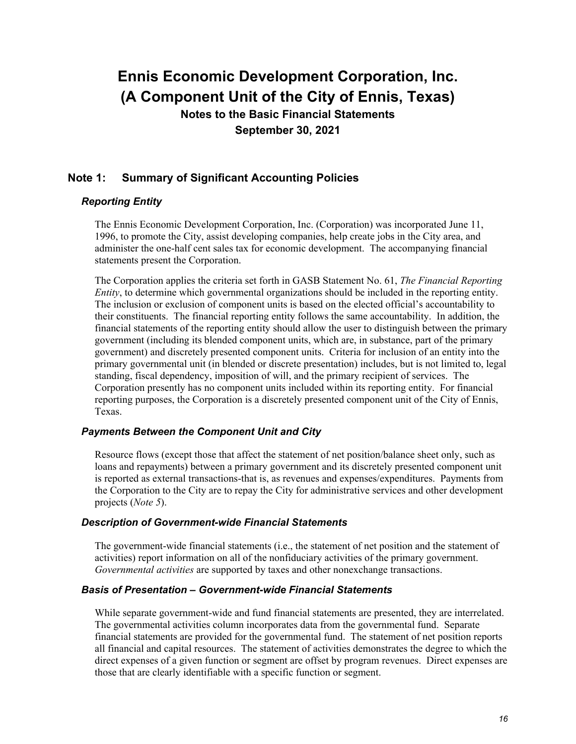# Ennis Economic Development Corporation, Inc.
# (A Component Unit of the City of Ennis, Texas)

**Notes to the Basic Financial Statements**

**September 30, 2021**

## Note 1: Summary of Significant Accounting Policies

### *Reporting Entity*

The Ennis Economic Development Corporation, Inc. (Corporation) was incorporated June 11, 1996, to promote the City, assist developing companies, help create jobs in the City area, and administer the one-half cent sales tax for economic development. The accompanying financial statements present the Corporation.

The Corporation applies the criteria set forth in GASB Statement No. 61, *The Financial Reporting Entity*, to determine which governmental organizations should be included in the reporting entity. The inclusion or exclusion of component units is based on the elected official's accountability to their constituents. The financial reporting entity follows the same accountability. In addition, the financial statements of the reporting entity should allow the user to distinguish between the primary government (including its blended component units, which are, in substance, part of the primary government) and discretely presented component units. Criteria for inclusion of an entity into the primary governmental unit (in blended or discrete presentation) includes, but is not limited to, legal standing, fiscal dependency, imposition of will, and the primary recipient of services. The Corporation presently has no component units included within its reporting entity. For financial reporting purposes, the Corporation is a discretely presented component unit of the City of Ennis, Texas.

### *Payments Between the Component Unit and City*

Resource flows (except those that affect the statement of net position/balance sheet only, such as loans and repayments) between a primary government and its discretely presented component unit is reported as external transactions-that is, as revenues and expenses/expenditures. Payments from the Corporation to the City are to repay the City for administrative services and other development projects (*Note 5*).

### *Description of Government-wide Financial Statements*

The government-wide financial statements (i.e., the statement of net position and the statement of activities) report information on all of the nonfiduciary activities of the primary government. *Governmental activities* are supported by taxes and other nonexchange transactions.

### *Basis of Presentation – Government-wide Financial Statements*

While separate government-wide and fund financial statements are presented, they are interrelated. The governmental activities column incorporates data from the governmental fund. Separate financial statements are provided for the governmental fund. The statement of net position reports all financial and capital resources. The statement of activities demonstrates the degree to which the direct expenses of a given function or segment are offset by program revenues. Direct expenses are those that are clearly identifiable with a specific function or segment.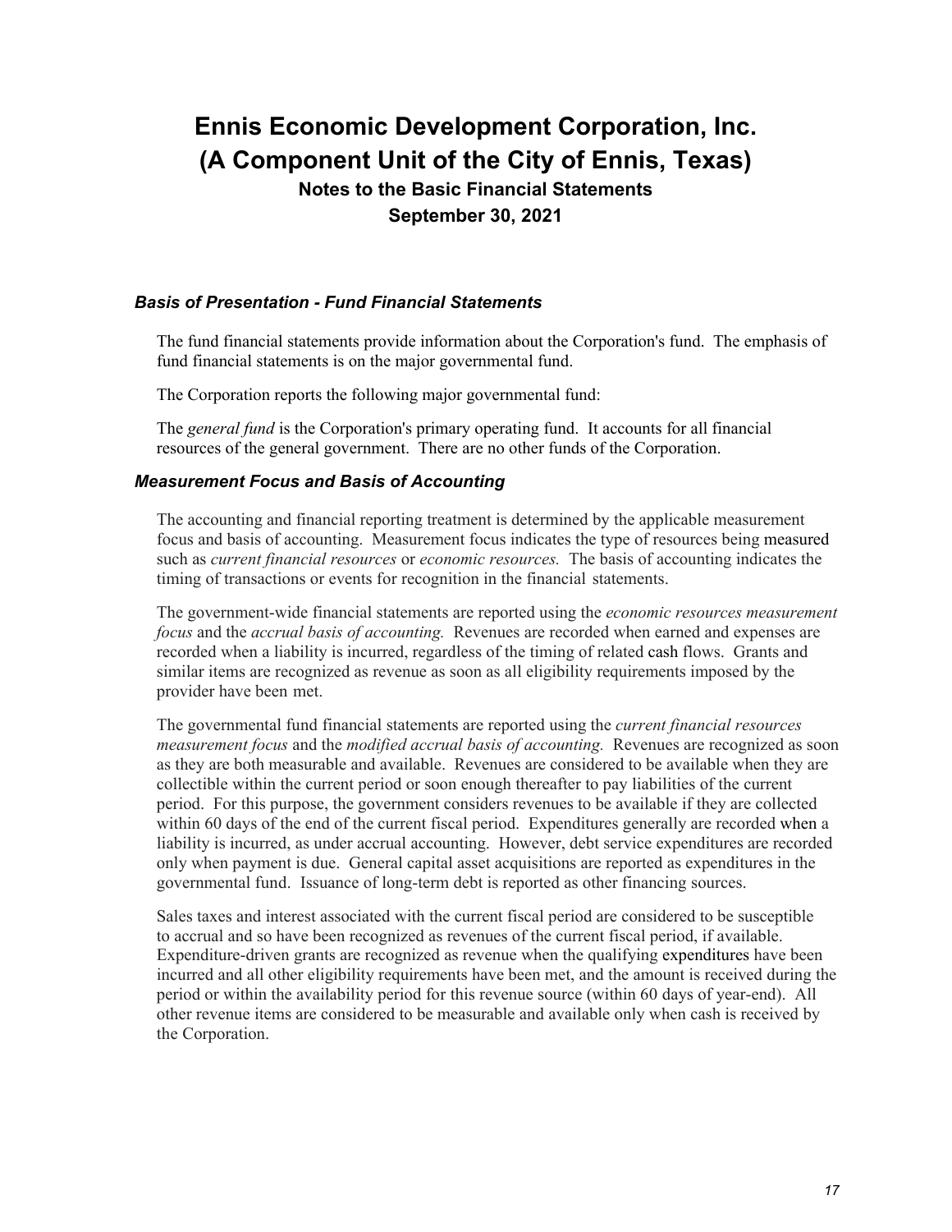### *Basis of Presentation - Fund Financial Statements*

The fund financial statements provide information about the Corporation's fund. The emphasis of fund financial statements is on the major governmental fund.

The Corporation reports the following major governmental fund:

The *general fund* is the Corporation's primary operating fund. It accounts for all financial resources of the general government. There are no other funds of the Corporation.

### *Measurement Focus and Basis of Accounting*

The accounting and financial reporting treatment is determined by the applicable measurement focus and basis of accounting. Measurement focus indicates the type of resources being measured such as *current financial resources* or *economic resources.* The basis of accounting indicates the timing of transactions or events for recognition in the financial statements.

The government-wide financial statements are reported using the *economic resources measurement focus* and the *accrual basis of accounting.* Revenues are recorded when earned and expenses are recorded when a liability is incurred, regardless of the timing of related cash flows. Grants and similar items are recognized as revenue as soon as all eligibility requirements imposed by the provider have been met.

The governmental fund financial statements are reported using the *current financial resources measurement focus* and the *modified accrual basis of accounting.* Revenues are recognized as soon as they are both measurable and available. Revenues are considered to be available when they are collectible within the current period or soon enough thereafter to pay liabilities of the current period. For this purpose, the government considers revenues to be available if they are collected within 60 days of the end of the current fiscal period. Expenditures generally are recorded when a liability is incurred, as under accrual accounting. However, debt service expenditures are recorded only when payment is due. General capital asset acquisitions are reported as expenditures in the governmental fund. Issuance of long-term debt is reported as other financing sources.

Sales taxes and interest associated with the current fiscal period are considered to be susceptible to accrual and so have been recognized as revenues of the current fiscal period, if available. Expenditure-driven grants are recognized as revenue when the qualifying expenditures have been incurred and all other eligibility requirements have been met, and the amount is received during the period or within the availability period for this revenue source (within 60 days of year-end). All other revenue items are considered to be measurable and available only when cash is received by the Corporation.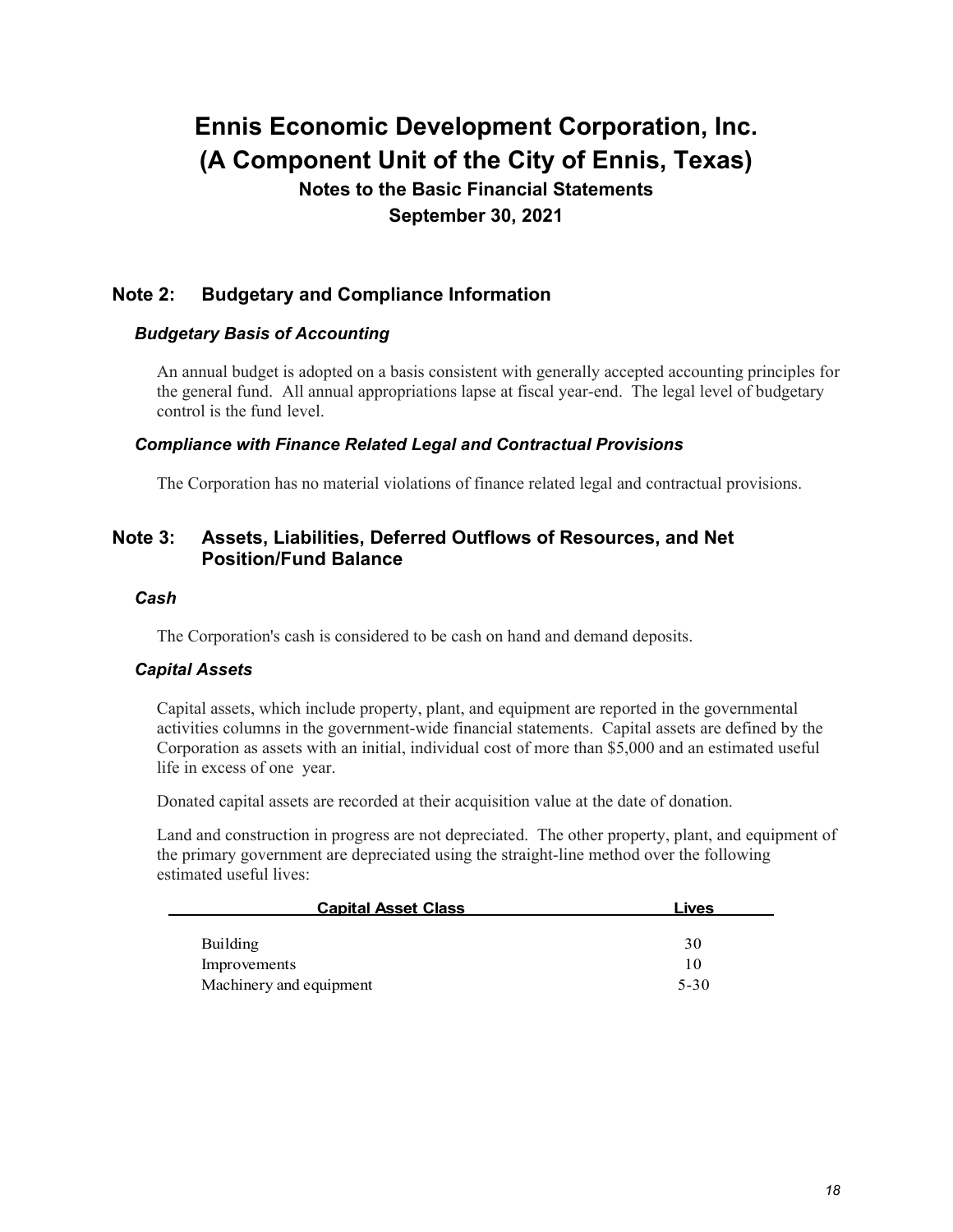# Ennis Economic Development Corporation, Inc.
# (A Component Unit of the City of Ennis, Texas)

### Notes to the Basic Financial Statements
### September 30, 2021

## Note 2: Budgetary and Compliance Information

### *Budgetary Basis of Accounting*

An annual budget is adopted on a basis consistent with generally accepted accounting principles for the general fund. All annual appropriations lapse at fiscal year-end. The legal level of budgetary control is the fund level.

### *Compliance with Finance Related Legal and Contractual Provisions*

The Corporation has no material violations of finance related legal and contractual provisions.

## Note 3: Assets, Liabilities, Deferred Outflows of Resources, and Net Position/Fund Balance

### *Cash*

The Corporation's cash is considered to be cash on hand and demand deposits.

### *Capital Assets*

Capital assets, which include property, plant, and equipment are reported in the governmental activities columns in the government-wide financial statements. Capital assets are defined by the Corporation as assets with an initial, individual cost of more than $5,000 and an estimated useful life in excess of one year.

Donated capital assets are recorded at their acquisition value at the date of donation.

Land and construction in progress are not depreciated. The other property, plant, and equipment of the primary government are depreciated using the straight-line method over the following estimated useful lives:

| Capital Asset Class | Lives |
|---|---|
| Building | 30 |
| Improvements | 10 |
| Machinery and equipment | 5-30 |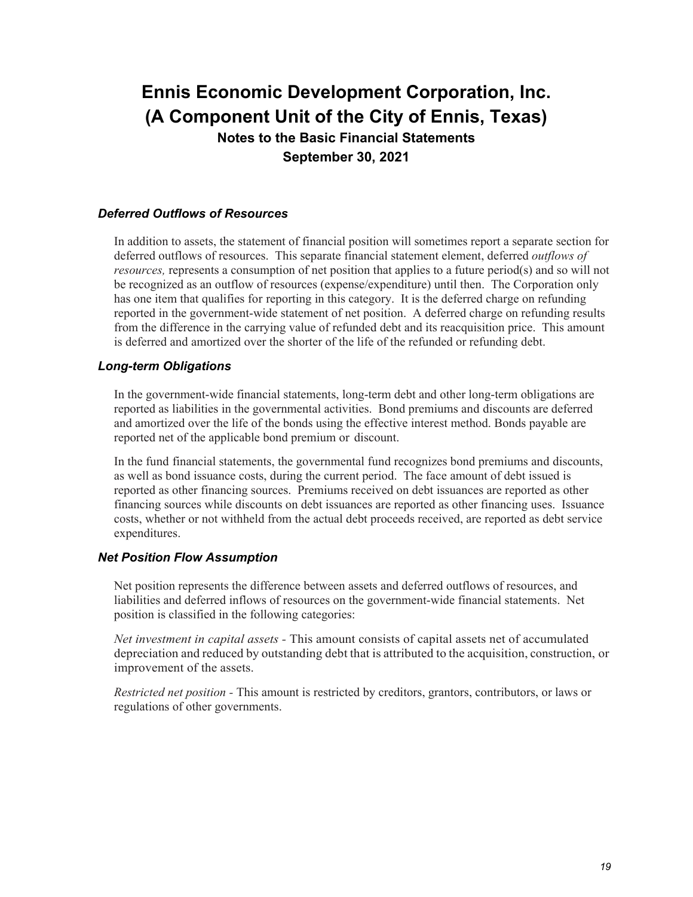# Ennis Economic Development Corporation, Inc.
# (A Component Unit of the City of Ennis, Texas)
## Notes to the Basic Financial Statements
## September 30, 2021

### *Deferred Outflows of Resources*

In addition to assets, the statement of financial position will sometimes report a separate section for deferred outflows of resources. This separate financial statement element, deferred *outflows of resources,* represents a consumption of net position that applies to a future period(s) and so will not be recognized as an outflow of resources (expense/expenditure) until then. The Corporation only has one item that qualifies for reporting in this category. It is the deferred charge on refunding reported in the government-wide statement of net position. A deferred charge on refunding results from the difference in the carrying value of refunded debt and its reacquisition price. This amount is deferred and amortized over the shorter of the life of the refunded or refunding debt.

### *Long-term Obligations*

In the government-wide financial statements, long-term debt and other long-term obligations are reported as liabilities in the governmental activities. Bond premiums and discounts are deferred and amortized over the life of the bonds using the effective interest method. Bonds payable are reported net of the applicable bond premium or discount.

In the fund financial statements, the governmental fund recognizes bond premiums and discounts, as well as bond issuance costs, during the current period. The face amount of debt issued is reported as other financing sources. Premiums received on debt issuances are reported as other financing sources while discounts on debt issuances are reported as other financing uses. Issuance costs, whether or not withheld from the actual debt proceeds received, are reported as debt service expenditures.

### *Net Position Flow Assumption*

Net position represents the difference between assets and deferred outflows of resources, and liabilities and deferred inflows of resources on the government-wide financial statements. Net position is classified in the following categories:

*Net investment in capital assets* - This amount consists of capital assets net of accumulated depreciation and reduced by outstanding debt that is attributed to the acquisition, construction, or improvement of the assets.

*Restricted net position* - This amount is restricted by creditors, grantors, contributors, or laws or regulations of other governments.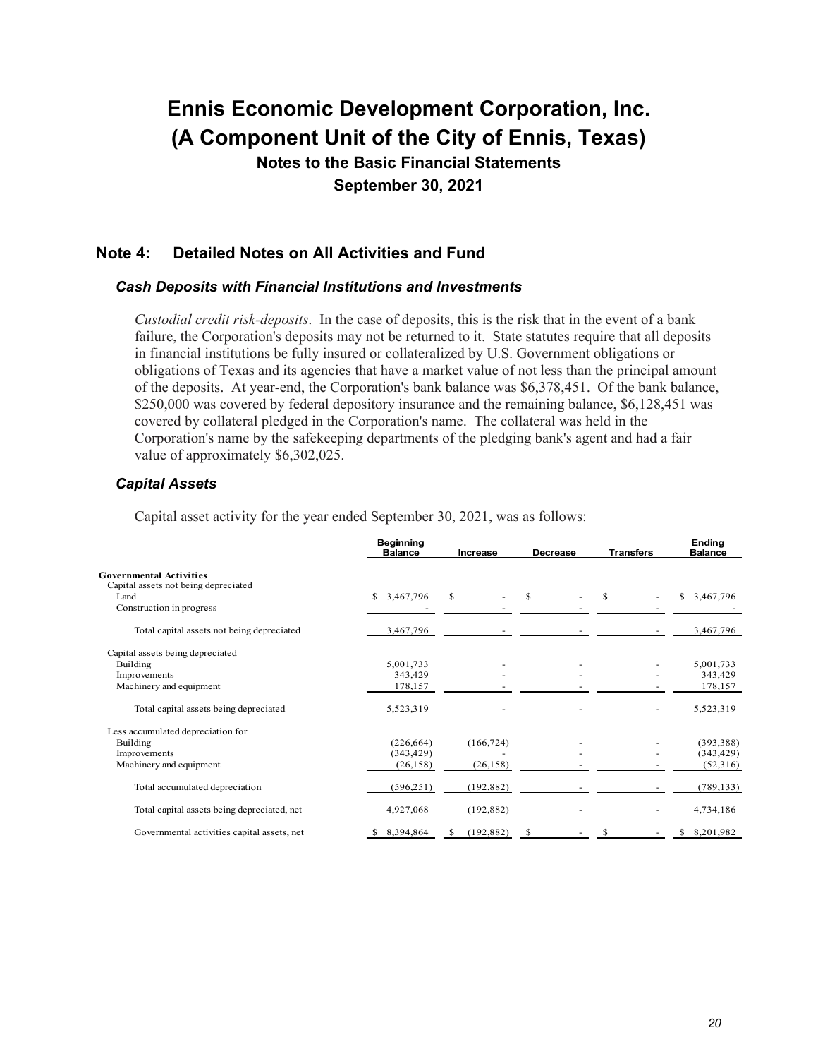# Ennis Economic Development Corporation, Inc.
# (A Component Unit of the City of Ennis, Texas)
## Notes to the Basic Financial Statements
## September 30, 2021

## Note 4: Detailed Notes on All Activities and Fund

### *Cash Deposits with Financial Institutions and Investments*

*Custodial credit risk-deposits*. In the case of deposits, this is the risk that in the event of a bank failure, the Corporation's deposits may not be returned to it. State statutes require that all deposits in financial institutions be fully insured or collateralized by U.S. Government obligations or obligations of Texas and its agencies that have a market value of not less than the principal amount of the deposits. At year-end, the Corporation's bank balance was $6,378,451. Of the bank balance, $250,000 was covered by federal depository insurance and the remaining balance, $6,128,451 was covered by collateral pledged in the Corporation's name. The collateral was held in the Corporation's name by the safekeeping departments of the pledging bank's agent and had a fair value of approximately $6,302,025.

### *Capital Assets*

Capital asset activity for the year ended September 30, 2021, was as follows:

| | Beginning Balance | Increase | Decrease | Transfers | Ending Balance |
|---|---|---|---|---|---|
| **Governmental Activities** | | | | | |
| Capital assets not being depreciated | | | | | |
| Land | $ 3,467,796 | $ - | $ - | $ - | $ 3,467,796 |
| Construction in progress | - | - | - | - | - |
| Total capital assets not being depreciated | 3,467,796 | - | - | - | 3,467,796 |
| Capital assets being depreciated | | | | | |
| Building | 5,001,733 | - | - | - | 5,001,733 |
| Improvements | 343,429 | - | - | - | 343,429 |
| Machinery and equipment | 178,157 | - | - | - | 178,157 |
| Total capital assets being depreciated | 5,523,319 | - | - | - | 5,523,319 |
| Less accumulated depreciation for | | | | | |
| Building | (226,664) | (166,724) | - | - | (393,388) |
| Improvements | (343,429) | - | - | - | (343,429) |
| Machinery and equipment | (26,158) | (26,158) | - | - | (52,316) |
| Total accumulated depreciation | (596,251) | (192,882) | - | - | (789,133) |
| Total capital assets being depreciated, net | 4,927,068 | (192,882) | - | - | 4,734,186 |
| Governmental activities capital assets, net | $ 8,394,864 | $ (192,882) | $ - | $ - | $ 8,201,982 |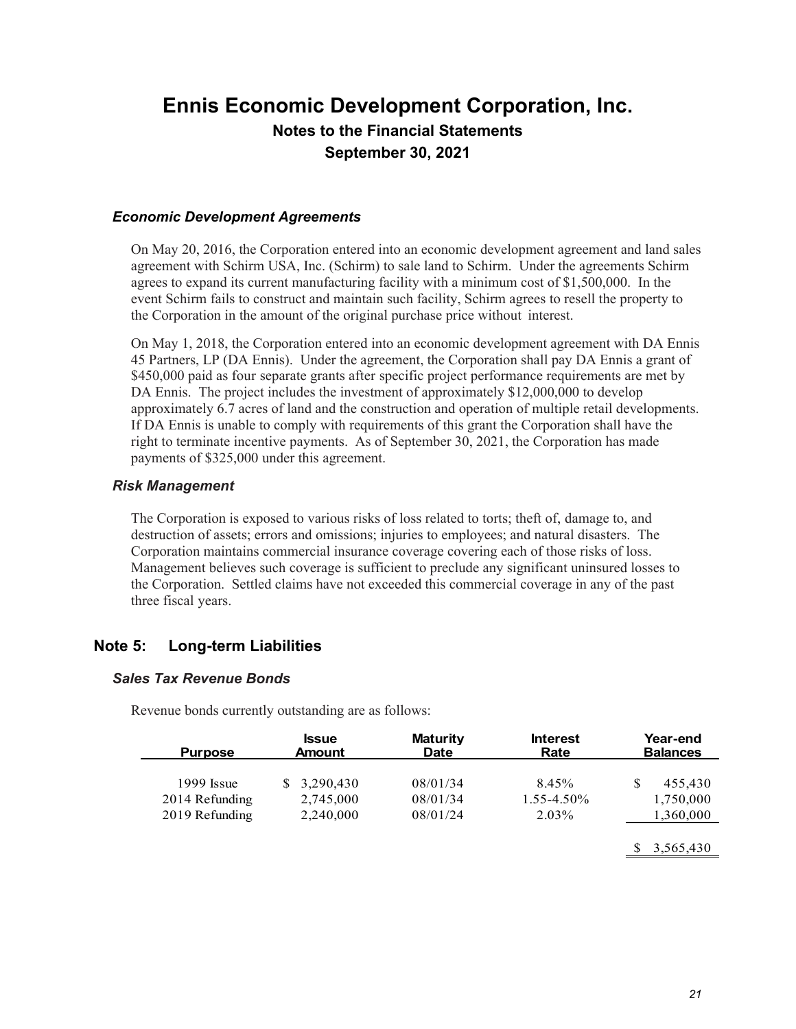# Ennis Economic Development Corporation, Inc.

## Notes to the Financial Statements

## September 30, 2021

### *Economic Development Agreements*

On May 20, 2016, the Corporation entered into an economic development agreement and land sales agreement with Schirm USA, Inc. (Schirm) to sale land to Schirm. Under the agreements Schirm agrees to expand its current manufacturing facility with a minimum cost of $1,500,000. In the event Schirm fails to construct and maintain such facility, Schirm agrees to resell the property to the Corporation in the amount of the original purchase price without interest.

On May 1, 2018, the Corporation entered into an economic development agreement with DA Ennis 45 Partners, LP (DA Ennis). Under the agreement, the Corporation shall pay DA Ennis a grant of $450,000 paid as four separate grants after specific project performance requirements are met by DA Ennis. The project includes the investment of approximately $12,000,000 to develop approximately 6.7 acres of land and the construction and operation of multiple retail developments. If DA Ennis is unable to comply with requirements of this grant the Corporation shall have the right to terminate incentive payments. As of September 30, 2021, the Corporation has made payments of $325,000 under this agreement.

### *Risk Management*

The Corporation is exposed to various risks of loss related to torts; theft of, damage to, and destruction of assets; errors and omissions; injuries to employees; and natural disasters. The Corporation maintains commercial insurance coverage covering each of those risks of loss. Management believes such coverage is sufficient to preclude any significant uninsured losses to the Corporation. Settled claims have not exceeded this commercial coverage in any of the past three fiscal years.

## Note 5: Long-term Liabilities

### *Sales Tax Revenue Bonds*

Revenue bonds currently outstanding are as follows:

| Purpose | Issue Amount | Maturity Date | Interest Rate | Year-end Balances |
|---|---|---|---|---|
| 1999 Issue | $ 3,290,430 | 08/01/34 | 8.45% | $ 455,430 |
| 2014 Refunding | 2,745,000 | 08/01/34 | 1.55-4.50% | 1,750,000 |
| 2019 Refunding | 2,240,000 | 08/01/24 | 2.03% | 1,360,000 |
| | | | | $ 3,565,430 |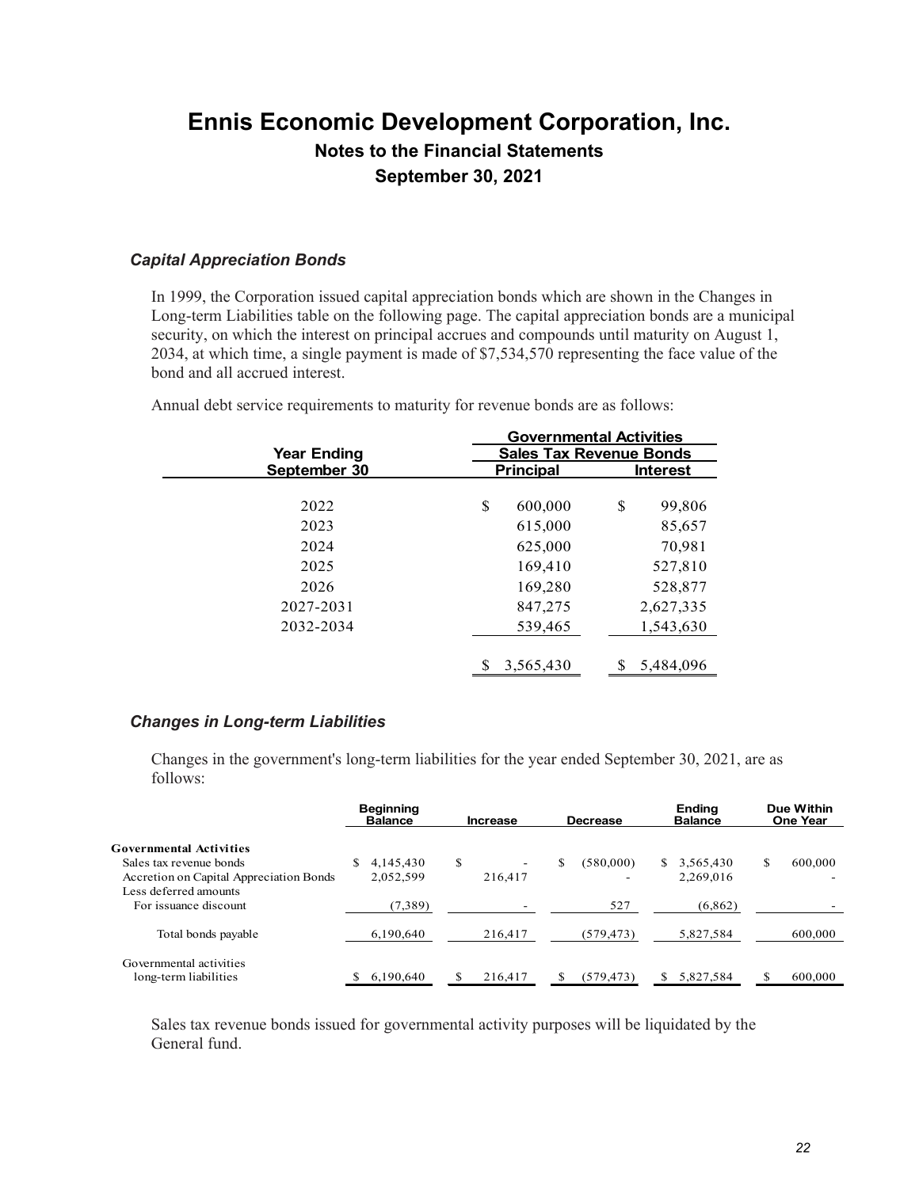# Ennis Economic Development Corporation, Inc.

## Notes to the Financial Statements

## September 30, 2021

### *Capital Appreciation Bonds*

In 1999, the Corporation issued capital appreciation bonds which are shown in the Changes in Long-term Liabilities table on the following page. The capital appreciation bonds are a municipal security, on which the interest on principal accrues and compounds until maturity on August 1, 2034, at which time, a single payment is made of $7,534,570 representing the face value of the bond and all accrued interest.

Annual debt service requirements to maturity for revenue bonds are as follows:

| Year Ending September 30 | Governmental Activities Sales Tax Revenue Bonds Principal | Interest |
|---|---|---|
| 2022 | $ 600,000 | $ 99,806 |
| 2023 | 615,000 | 85,657 |
| 2024 | 625,000 | 70,981 |
| 2025 | 169,410 | 527,810 |
| 2026 | 169,280 | 528,877 |
| 2027-2031 | 847,275 | 2,627,335 |
| 2032-2034 | 539,465 | 1,543,630 |
| | $ 3,565,430 | $ 5,484,096 |

### *Changes in Long-term Liabilities*

Changes in the government's long-term liabilities for the year ended September 30, 2021, are as follows:

| | Beginning Balance | Increase | Decrease | Ending Balance | Due Within One Year |
|---|---|---|---|---|---|
| **Governmental Activities** | | | | | |
| Sales tax revenue bonds | $ 4,145,430 | $ - | $ (580,000) | $ 3,565,430 | $ 600,000 |
| Accretion on Capital Appreciation Bonds | 2,052,599 | 216,417 | - | 2,269,016 | - |
| Less deferred amounts | | | | | |
| For issuance discount | (7,389) | - | 527 | (6,862) | - |
| Total bonds payable | 6,190,640 | 216,417 | (579,473) | 5,827,584 | 600,000 |
| Governmental activities long-term liabilities | $ 6,190,640 | $ 216,417 | $ (579,473) | $ 5,827,584 | $ 600,000 |

Sales tax revenue bonds issued for governmental activity purposes will be liquidated by the General fund.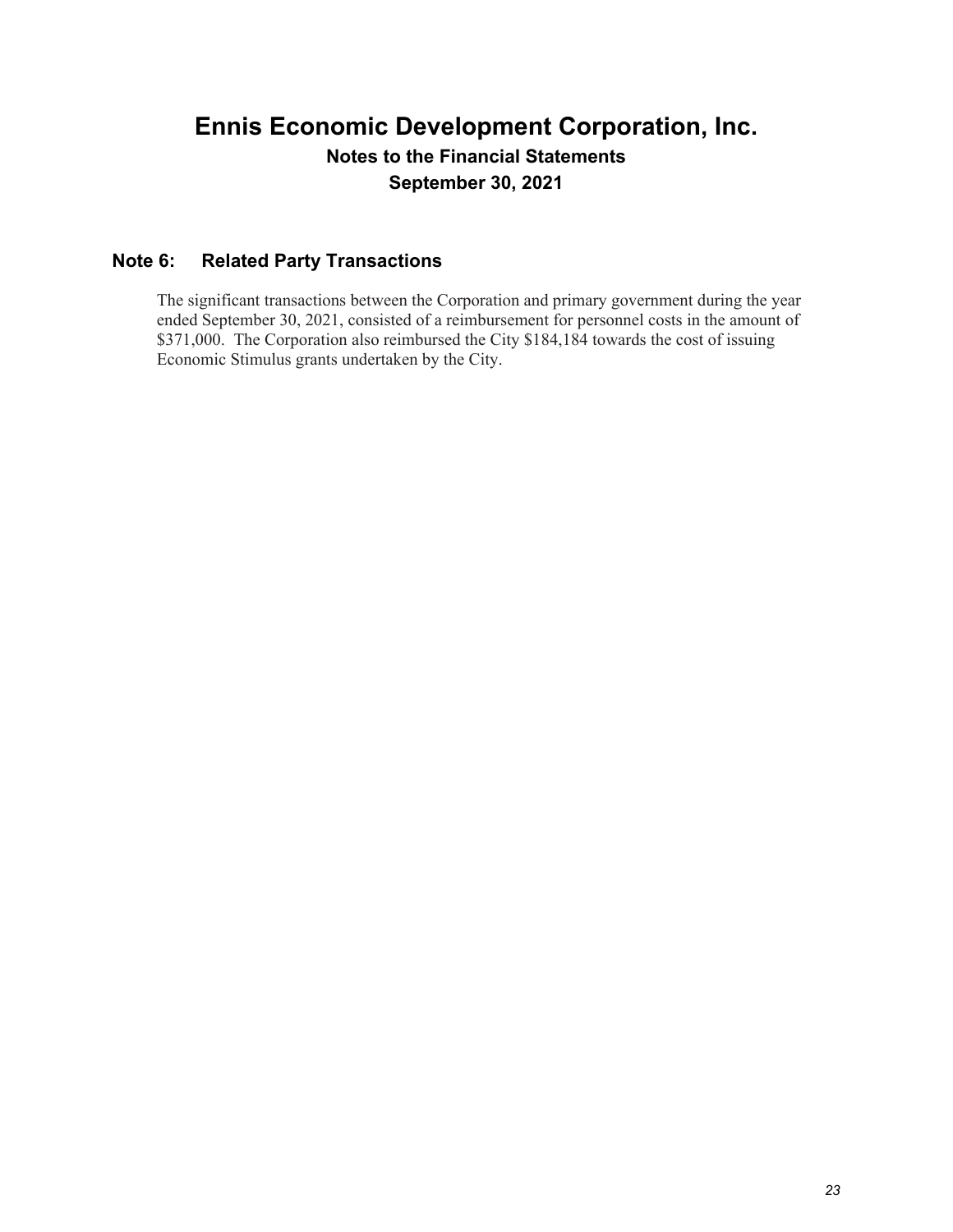# Ennis Economic Development Corporation, Inc.

## Notes to the Financial Statements

## September 30, 2021

### Note 6: Related Party Transactions

The significant transactions between the Corporation and primary government during the year ended September 30, 2021, consisted of a reimbursement for personnel costs in the amount of $371,000. The Corporation also reimbursed the City $184,184 towards the cost of issuing Economic Stimulus grants undertaken by the City.